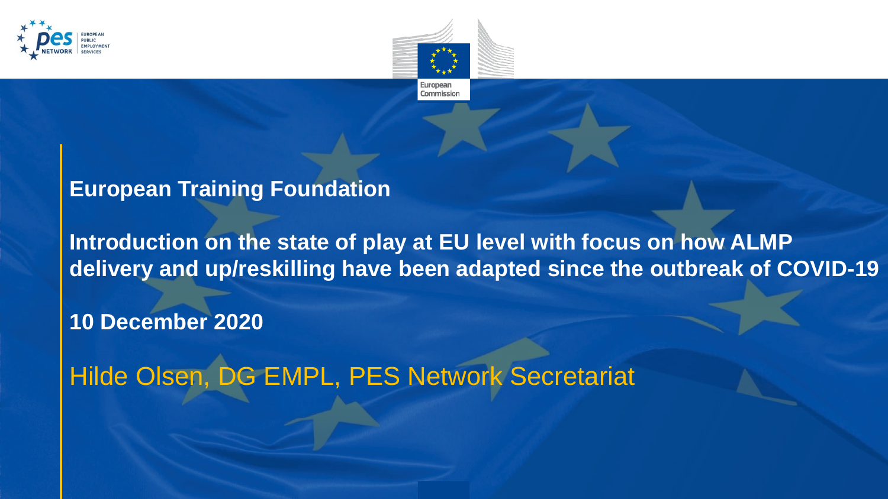# European Training Foundation

## Introduction on the state of play at EU level with focus on how ALMP delivery and up/reskilling have been adapted since the outbreak of COVID-19

**10 December 2020**

Hilde Olsen, DG EMPL, PES Network Secretariat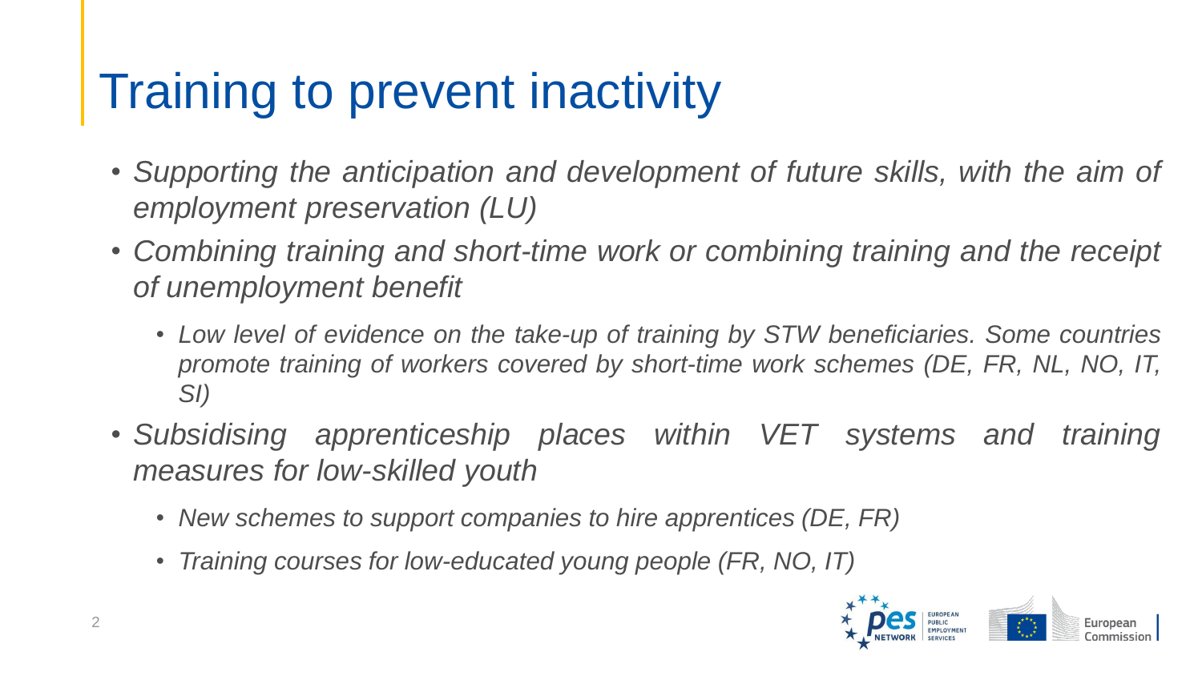# Training to prevent inactivity

- *Supporting the anticipation and development of future skills, with the aim of employment preservation (LU)*
- *Combining training and short-time work or combining training and the receipt of unemployment benefit*
  - *Low level of evidence on the take-up of training by STW beneficiaries. Some countries promote training of workers covered by short-time work schemes (DE, FR, NL, NO, IT, SI)*
- *Subsidising apprenticeship places within VET systems and training measures for low-skilled youth*
  - *New schemes to support companies to hire apprentices (DE, FR)*
  - *Training courses for low-educated young people (FR, NO, IT)*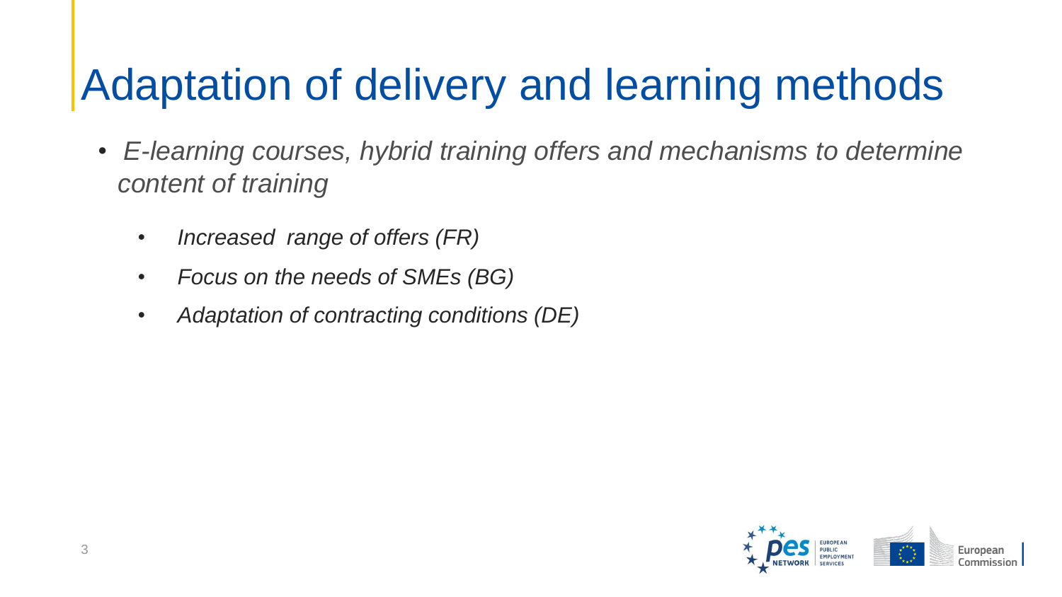# Adaptation of delivery and learning methods

- *E-learning courses, hybrid training offers and mechanisms to determine content of training*
  - *Increased range of offers (FR)*
  - *Focus on the needs of SMEs (BG)*
  - *Adaptation of contracting conditions (DE)*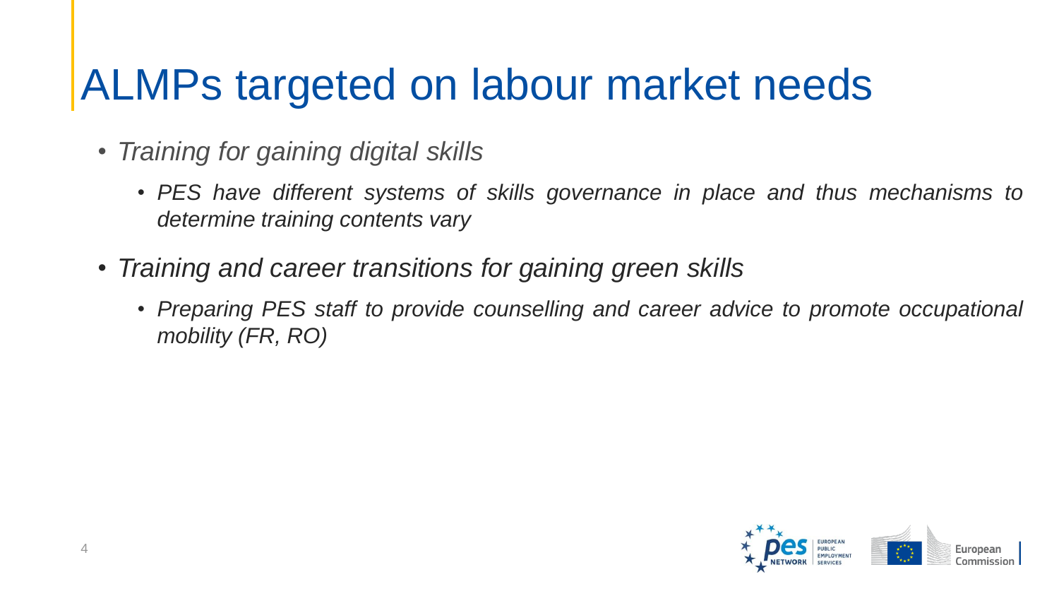# ALMPs targeted on labour market needs

- *Training for gaining digital skills*
  - *PES have different systems of skills governance in place and thus mechanisms to determine training contents vary*
- *Training and career transitions for gaining green skills*
  - *Preparing PES staff to provide counselling and career advice to promote occupational mobility (FR, RO)*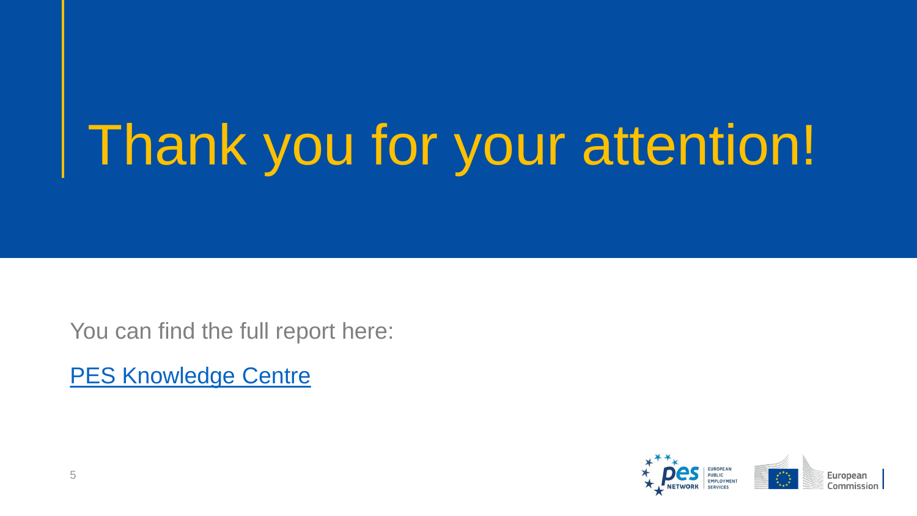# Thank you for your attention!

You can find the full report here:

PES Knowledge Centre